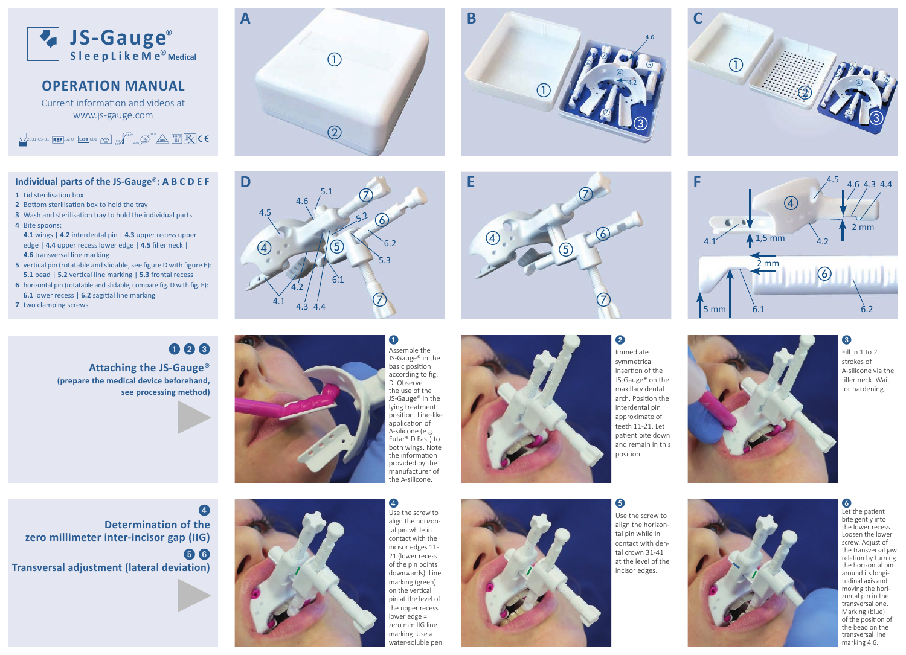# JS-Gauge®

**SleepLikeMe® Medical**

## OPERATION MANUAL

Current information and videos at www.js-gauge.com

2031-05-31 REF 352.0 LOT 001

## Individual parts of the JS-Gauge®: A B C D E F

1. Lid sterilisation box
2. Bottom sterilisation box to hold the tray
3. Wash and sterilisation tray to hold the individual parts
4. Bite spoons:
   **4.1** wings | **4.2** interdental pin | **4.3** upper recess upper edge | **4.4** upper recess lower edge | **4.5** filler neck | **4.6** transversal line marking
5. vertical pin (rotatable and slidable, see figure D with figure E): **5.1** bead | **5.2** vertical line marking | **5.3** frontal recess
6. horizontal pin (rotatable and slidable, compare fig. D with fig. E): **6.1** lower recess | **6.2** sagittal line marking
7. two clamping screws

A B C D E F

F: 1,5 mm | 2 mm | 2 mm | 5 mm

## 1 2 3 Attaching the JS-Gauge®

**(prepare the medical device beforehand, see processing method)**

**1** Assemble the JS-Gauge® in the basic position according to fig. D. Observe the use of the JS-Gauge® in the lying treatment position. Line-like application of A-silicone (e.g. Futar® D Fast) to both wings. Note the information provided by the manufacturer of the A-silicone.

**2** Immediate symmetrical insertion of the JS-Gauge® on the maxillary dental arch. Position the interdental pin approximate of teeth 11-21. Let patient bite down and remain in this position.

**3** Fill in 1 to 2 strokes of A-silicone via the filler neck. Wait for hardening.

## 4 Determination of the zero millimeter inter-incisor gap (IIG)

## 5 6 Transversal adjustment (lateral deviation)

**4** Use the screw to align the horizontal pin while in contact with the incisor edges 11-21 (lower recess of the pin points downwards). Line marking (green) on the vertical pin at the level of the upper recess lower edge = zero mm IIG line marking. Use a water-soluble pen.

**5** Use the screw to align the horizontal pin while in contact with dental crown 31-41 at the level of the incisor edges.

**6** Let the patient bite gently into the lower recess. Loosen the lower screw. Adjust of the transversal jaw relation by turning the horizontal pin around its longitudinal axis and moving the horizontal pin in the transversal one. Marking (blue) of the position of the bead on the transversal line marking 4.6.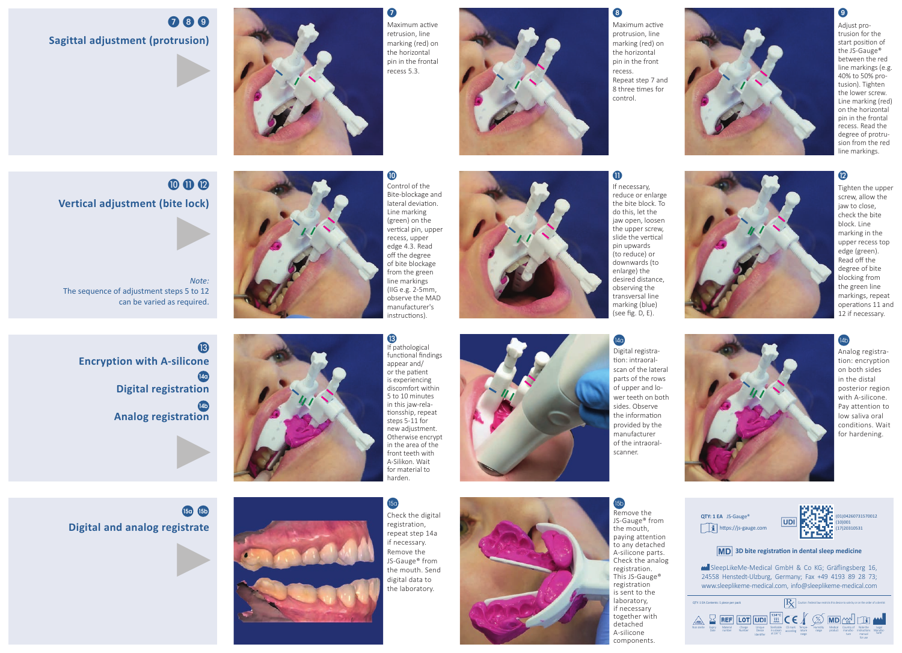## 7 8 9 Sagittal adjustment (protrusion)

**7** Maximum active retrusion, line marking (red) on the horizontal pin in the frontal recess 5.3.

**8** Maximum active protrusion, line marking (red) on the horizontal pin in the front recess. Repeat step 7 and 8 three times for control.

**9** Adjust protrusion for the start position of the JS-Gauge® between the red line markings (e.g. 40% to 50% protrusion). Tighten the lower screw. Line marking (red) on the horizontal pin in the frontal recess. Read the degree of protrusion from the red line markings.

## 10 11 12 Vertical adjustment (bite lock)

*Note:* The sequence of adjustment steps 5 to 12 can be varied as required.

**10** Control of the Bite-blockage and lateral deviation. Line marking (green) on the vertical pin, upper recess, upper edge 4.3. Read off the degree of bite blockage from the green line markings (IIG e.g. 2-5mm, observe the MAD manufacturer's instructions).

**11** If necessary, reduce or enlarge the bite block. To do this, let the jaw open, loosen the upper screw, slide the vertical pin upwards (to reduce) or downwards (to enlarge) the desired distance, observing the transversal line marking (blue) (see fig. D, E).

**12** Tighten the upper screw, allow the jaw to close, check the bite block. Line marking in the upper recess top edge (green). Read off the degree of bite blocking from the green line markings, repeat operations 11 and 12 if necessary.

## 13 Encryption with A-silicone

## 14a Digital registration

## 14b Analog registration

**13** If pathological functional findings appear and/ or the patient is experiencing discomfort within 5 to 10 minutes in this jaw-relationship, repeat steps 5-11 for new adjustment. Otherwise encrypt in the area of the front teeth with A-Silikon. Wait for material to harden.

**14a** Digital registration: intraoral scan of the lateral parts of the rows of upper and lower teeth on both sides. Observe the information provided by the manufacturer of the intraoral scanner.

**14b** Analog registration: encryption on both sides in the distal posterior region with A-silicone. Pay attention to low saliva oral conditions. Wait for hardening.

## 15a 15b Digital and analog registrate

**15a** Check the digital registration, repeat step 14a if necessary. Remove the JS-Gauge® from the mouth. Send digital data to the laboratory.

**15b** Remove the JS-Gauge® from the mouth, paying attention to any detached A-silicone parts. Check the analog registration. This JS-Gauge® registration is sent to the laboratory, if necessary together with detached A-silicone components.

QTY: 1 EA JS-Gauge®

https://js-gauge.com

UDI (01)04260731570012 (10)001 (17)20310531

MD **3D bite registration in dental sleep medicine**

SleepLikeMe-Medical GmbH & Co KG; Gräflingsberg 16, 24558 Henstedt-Ulzburg, Germany; Fax +49 4193 89 28 73; www.sleeplikeme-medical.com, info@sleeplikeme-medical.com

QTY: 1 EA Contents: 1 piece per pack

Rx Caution: Federal law restricts this device to sale by or on the order of a dentist

Non sterile · Expiry Date · REF Material number · LOT Charge Number · UDI Unique Device Identifier · 134°C Sterilizable in a steam at 134 °C · CE mark according · Temperature range · Humidity range · MD Medical product · Country of manufacture · Note the instructions manual for use · Legal Manufacturer